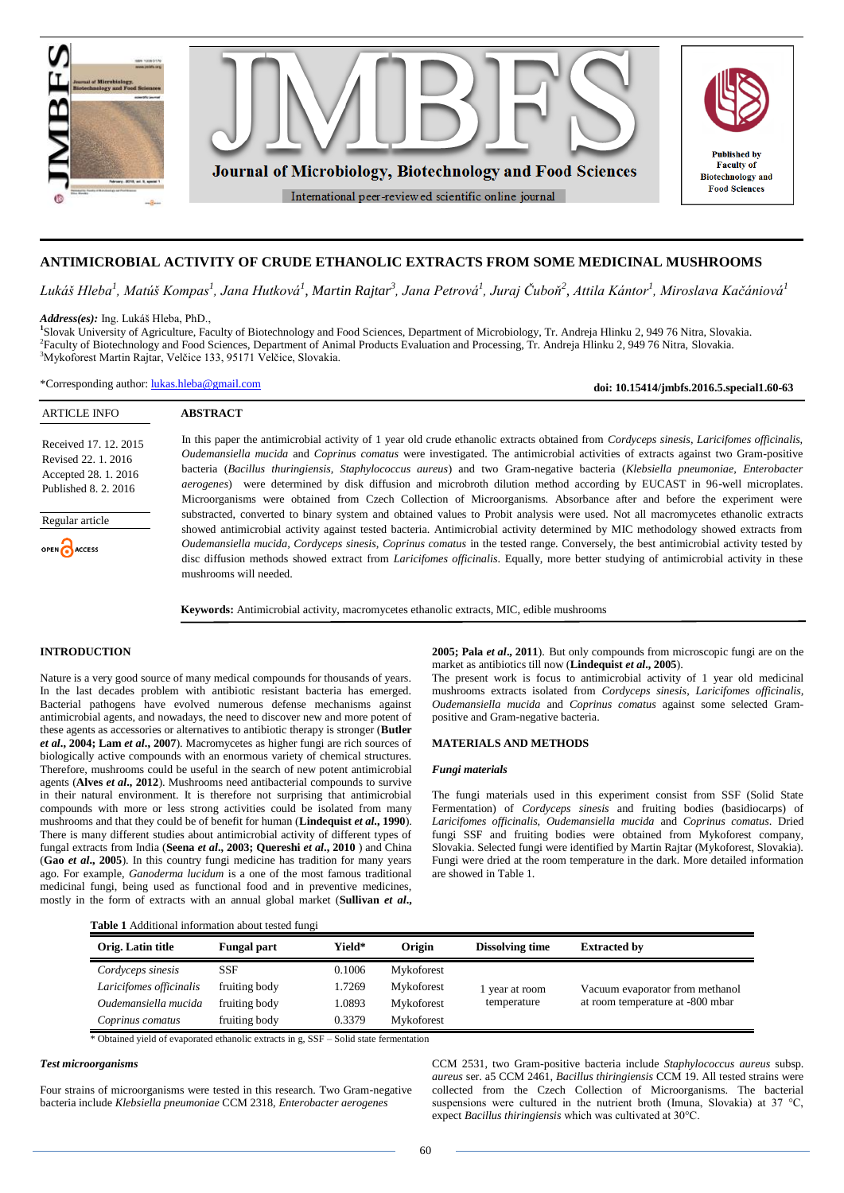# ANTIMICROBIAL ACTIVITY OF CRUDE ETHANOLIC EXTRACTS FROM SOME MEDICINAL MUSHROOMS

*Lukáš Hleba[1], Matúš Kompas[1], Jana Hutková[1], Martin Rajtar[3], Jana Petrová[1], Juraj Čuboň[2], Attila Kántor[1], Miroslava Kačániová[1]*

***Address(es):*** Ing. Lukáš Hleba, PhD.,
[1]Slovak University of Agriculture, Faculty of Biotechnology and Food Sciences, Department of Microbiology, Tr. Andreja Hlinku 2, 949 76 Nitra, Slovakia.
[2]Faculty of Biotechnology and Food Sciences, Department of Animal Products Evaluation and Processing, Tr. Andreja Hlinku 2, 949 76 Nitra, Slovakia.
[3]Mykoforest Martin Rajtar, Velčice 133, 95171 Velčice, Slovakia.

*Corresponding author: lukas.hleba@gmail.com

**doi: 10.15414/jmbfs.2016.5.special1.60-63**

ARTICLE INFO

Received 17. 12. 2015
Revised 22. 1. 2016
Accepted 28. 1. 2016
Published 8. 2. 2016

Regular article

OPEN ACCESS

## ABSTRACT

In this paper the antimicrobial activity of 1 year old crude ethanolic extracts obtained from *Cordyceps sinesis*, *Laricifomes officinalis*, *Oudemansiella mucida* and *Coprinus comatus* were investigated. The antimicrobial activities of extracts against two Gram-positive bacteria (*Bacillus thuringiensis*, *Staphylococcus aureus*) and two Gram-negative bacteria (*Klebsiella pneumonae*, *Enterobacter aerogenes*) were determined by disk diffusion and microbroth dilution method according by EUCAST in 96-well microplates. Microorganisms were obtained from Czech Collection of Microorganisms. Absorbance after and before the experiment were substracted, converted to binary system and obtained values to Probit analysis were used. Not all macromycetes ethanolic extracts showed antimicrobial activity against tested bacteria. Antimicrobial activity determined by MIC methodology showed extracts from *Oudemansiella mucida*, *Cordyceps sinesis*, *Coprinus comatus* in the tested range. Conversely, the best antimicrobial activity tested by disc diffusion methods showed extract from *Laricifomes officinalis*. Equally, more better studying of antimicrobial activity in these mushrooms will needed.

**Keywords:** Antimicrobial activity, macromycetes ethanolic extracts, MIC, edible mushrooms

## INTRODUCTION

Nature is a very good source of many medical compounds for thousands of years. In the last decades problem with antibiotic resistant bacteria has emerged. Bacterial pathogens have evolved numerous defense mechanisms against antimicrobial agents, and nowadays, the need to discover new and more potent of these agents as accessories or alternatives to antibiotic therapy is stronger (**Butler *et al*., 2004; Lam *et al*., 2007**). Macromycetes as higher fungi are rich sources of biologically active compounds with an enormous variety of chemical structures. Therefore, mushrooms could be useful in the search of new potent antimicrobial agents (**Alves *et al*., 2012**). Mushrooms need antibacterial compounds to survive in their natural environment. It is therefore not surprising that antimicrobial compounds with more or less strong activities could be isolated from many mushrooms and that they could be of benefit for human (**Lindequist *et al*., 1990**). There is many different studies about antimicrobial activity of different types of fungal extracts from India (**Seena *et al*., 2003; Quereshi *et al*., 2010**) and China (**Gao *et al*., 2005**). In this country fungi medicine has tradition for many years ago. For example, *Ganoderma lucidum* is a one of the most famous traditional medicinal fungi, being used as functional food and in preventive medicines, mostly in the form of extracts with an annual global market (**Sullivan *et al*., 2005; Pala *et al*., 2011**). But only compounds from microscopic fungi are on the market as antibiotics till now (**Lindequist *et al*., 2005**).

The present work is focus to antimicrobial activity of 1 year old medicinal mushrooms extracts isolated from *Cordyceps sinesis*, *Laricifomes officinalis*, *Oudemansiella mucida* and *Coprinus comatus* against some selected Gram-positive and Gram-negative bacteria.

## MATERIALS AND METHODS

### *Fungi materials*

The fungi materials used in this experiment consist from SSF (Solid State Fermentation) of *Cordyceps sinesis* and fruiting bodies (basidiocarps) of *Laricifomes officinalis*, *Oudemansiella mucida* and *Coprinus comatus*. Dried fungi SSF and fruiting bodies were obtained from Mykoforest company, Slovakia. Selected fungi were identified by Martin Rajtar (Mykoforest, Slovakia). Fungi were dried at the room temperature in the dark. More detailed information are showed in Table 1.

**Table 1** Additional information about tested fungi

| Orig. Latin title | Fungal part | Yield* | Origin | Dissolving time | Extracted by |
|---|---|---|---|---|---|
| *Cordyceps sinesis* | SSF | 0.1006 | Mykoforest | 1 year at room temperature | Vacuum evaporator from methanol at room temperature at -800 mbar |
| *Laricifomes officinalis* | fruiting body | 1.7269 | Mykoforest | | |
| *Oudemansiella mucida* | fruiting body | 1.0893 | Mykoforest | | |
| *Coprinus comatus* | fruiting body | 0.3379 | Mykoforest | | |

\* Obtained yield of evaporated ethanolic extracts in g, SSF – Solid state fermentation

### *Test microorganisms*

Four strains of microorganisms were tested in this research. Two Gram-negative bacteria include *Klebsiella pneumoniae* CCM 2318, *Enterobacter aerogenes* CCM 2531, two Gram-positive bacteria include *Staphylococcus aureus* subsp. *aureus* ser. a5 CCM 2461, *Bacillus thiringiensis* CCM 19. All tested strains were collected from the Czech Collection of Microorganisms. The bacterial suspensions were cultured in the nutrient broth (Imuna, Slovakia) at 37 °C, expect *Bacillus thiringiensis* which was cultivated at 30°C.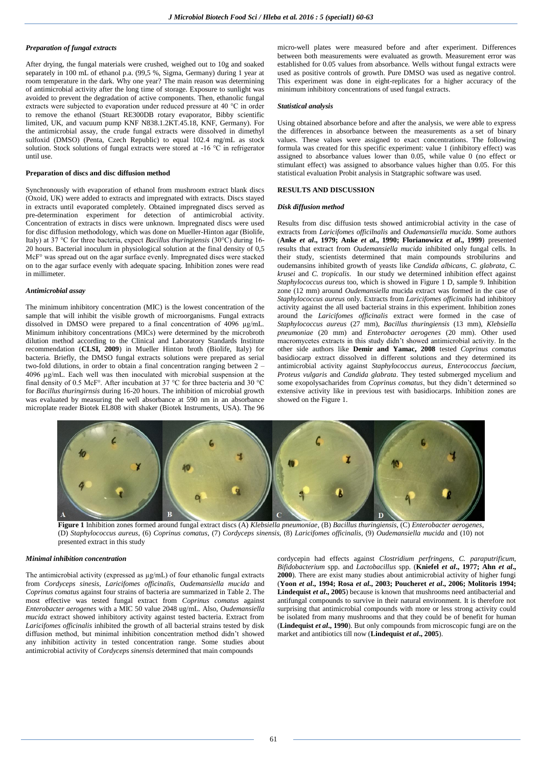### *Preparation of fungal extracts*

After drying, the fungal materials were crushed, weighed out to 10g and soaked separately in 100 mL of ethanol p.a. (99,5 %, Sigma, Germany) during 1 year at room temperature in the dark. Why one year? The main reason was determining of antimicrobial activity after the long time of storage. Exposure to sunlight was avoided to prevent the degradation of active components. Then, ethanolic fungal extracts were subjected to evaporation under reduced pressure at 40 °C in order to remove the ethanol (Stuart RE300DB rotary evaporator, Bibby scientific limited, UK, and vacuum pump KNF N838.1.2KT.45.18, KNF, Germany). For the antimicrobial assay, the crude fungal extracts were dissolved in dimethyl sulfoxid (DMSO) (Penta, Czech Republic) to equal 102.4 mg/mL as stock solution. Stock solutions of fungal extracts were stored at -16 °C in refrigerator until use.

### Preparation of discs and disc diffusion method

Synchronously with evaporation of ethanol from mushroom extract blank discs (Oxoid, UK) were added to extracts and impregnated with extracts. Discs stayed in extracts until evaporated completely. Obtained impregnated discs served as pre-determination experiment for detection of antimicrobial activity. Concentration of extracts in discs were unknown. Impregnated discs were used for disc diffusion methodology, which was done on Mueller-Hinton agar (Biolife, Italy) at 37 °C for three bacteria, expect *Bacillus thuringiensis* (30°C) during 16-20 hours. Bacterial inoculum in physiological solution at the final density of 0,5 McF° was spread out on the agar surface evenly. Impregnated discs were stacked on to the agar surface evenly with adequate spacing. Inhibition zones were read in millimeter.

### *Antimicrobial assay*

The minimum inhibitory concentration (MIC) is the lowest concentration of the sample that will inhibit the visible growth of microorganisms. Fungal extracts dissolved in DMSO were prepared to a final concentration of 4096 µg/mL. Minimum inhibitory concentrations (MICs) were determined by the microbroth dilution method according to the Clinical and Laboratory Standards Institute recommendation (**CLSI, 2009**) in Mueller Hinton broth (Biolife, Italy) for bacteria. Briefly, the DMSO fungal extracts solutions were prepared as serial two-fold dilutions, in order to obtain a final concentration ranging between 2 – 4096 µg/mL. Each well was then inoculated with microbial suspension at the final density of 0.5 McF°. After incubation at 37 °C for three bacteria and 30 °C for *Bacillus thuringirnsis* during 16-20 hours. The inhibition of microbial growth was evaluated by measuring the well absorbance at 590 nm in an absorbance microplate reader Biotek EL808 with shaker (Biotek Instruments, USA). The 96 micro-well plates were measured before and after experiment. Differences between both measurements were evaluated as growth. Measurement error was established for 0.05 values from absorbance. Wells without fungal extracts were used as positive controls of growth. Pure DMSO was used as negative control. This experiment was done in eight-replicates for a higher accuracy of the minimum inhibitory concentrations of used fungal extracts.

### *Statistical analysis*

Using obtained absorbance before and after the analysis, we were able to express the differences in absorbance between the measurements as a set of binary values. These values were assigned to exact concentrations. The following formula was created for this specific experiment: value 1 (inhibitory effect) was assigned to absorbance values lower than 0.05, while value 0 (no effect or stimulant effect) was assigned to absorbance values higher than 0.05. For this statistical evaluation Probit analysis in Statgraphic software was used.

## RESULTS AND DISCUSSION

### *Disk diffusion method*

Results from disc diffusion tests showed antimicrobial activity in the case of extracts from *Laricifomes officilnalis* and *Oudemansiella mucida*. Some authors (**Anke *et al*., 1979; Anke *et al*., 1990; Florianowicz *et al*., 1999**) presented results that extract from *Oudemansiella mucida* inhibited only fungal cells. In their study, scientists determined that main compounds strobilurins and oudemansins inhibited growth of yeasts like *Candida albicans*, *C. glabrata*, *C. krusei* and *C. tropicalis*. In our study we determined inhibition effect against *Staphylococcus aureus* too, which is showed in Figure 1 D, sample 9. Inhibition zone (12 mm) around *Oudemansiella* mucida extract was formed in the case of *Staphylococcus aureus* only. Extracts from *Laricifomes officinalis* had inhibitory activity against the all used bacterial strains in this experiment. Inhibition zones around the *Laricifomes officinalis* extract were formed in the case of *Staphylococcus aureus* (27 mm), *Bacillus thuringiensis* (13 mm), *Klebsiella pneumoniae* (20 mm) and *Enterobacter aerogenes* (20 mm). Other used macromycetes extracts in this study didn't showed antimicrobial activity. In the other side authors like **Demir and Yamac, 2008** tested *Coprinus comatus* basidiocarp extract dissolved in different solutions and they determined its antimicrobial activity against *Staphylococcus aureus*, *Enterococcus faecium*, *Proteus vulgaris* and *Candida glabrata*. They tested submerged mycelium and some exopolysacharides from *Coprinus comatus*, but they didn't determined so extensive activity like in previous test with basidiocarps. Inhibition zones are showed on the Figure 1.

**Figure 1** Inhibition zones formed around fungal extract discs (A) *Klebsiella pneumoniae*, (B) *Bacillus thuringiensis*, (C) *Enterobacter aerogenes*, (D) *Staphylococcus aureus*, (6) *Coprinus comatus*, (7) *Cordyceps sinensis*, (8) *Laricifomes officinalis*, (9) *Oudemansiella mucida* and (10) not presented extract in this study

### *Minimal inhibition concentration*

The antimicrobial activity (expressed as µg/mL) of four ethanolic fungal extracts from *Cordyceps sinesis*, *Laricifomes officinalis*, *Oudemansiella mucida* and *Coprinus comatus* against four strains of bacteria are summarized in Table 2. The most effective was tested fungal extract from *Coprinus comatus* against *Enterobacter aerogenes* with a MIC 50 value 2048 ug/mL. Also, *Oudemansiella mucida* extract showed inhibitory activity against tested bacteria. Extract from *Laricifomes officinalis* inhibited the growth of all bacterial strains tested by disk diffusion method, but minimal inhibition concentration method didn't showed any inhibition activity in tested concentration range. Some studies about antimicrobial activity of *Cordyceps sinensis* determined that main compounds cordycepin had effects against *Clostridium perfringens*, *C. paraputrificum*, *Bifidobacterium* spp. and *Lactobacillus* spp. (**Kniefel *et al*., 1977; Ahn *et al*., 2000**). There are exist many studies about antimicrobial activity of higher fungi (**Yoon *et al*., 1994; Rosa *et al*., 2003; Poucheret *et al*., 2006; Molitoris 1994; Lindequist *et al*., 2005**) because is known that mushrooms need antibacterial and antifungal compounds to survive in their natural environment. It is therefore not surprising that antimicrobial compounds with more or less strong activity could be isolated from many mushrooms and that they could be of benefit for human (**Lindequist *et al*., 1990**). But only compounds from microscopic fungi are on the market and antibiotics till now (**Lindequist *et al*., 2005**).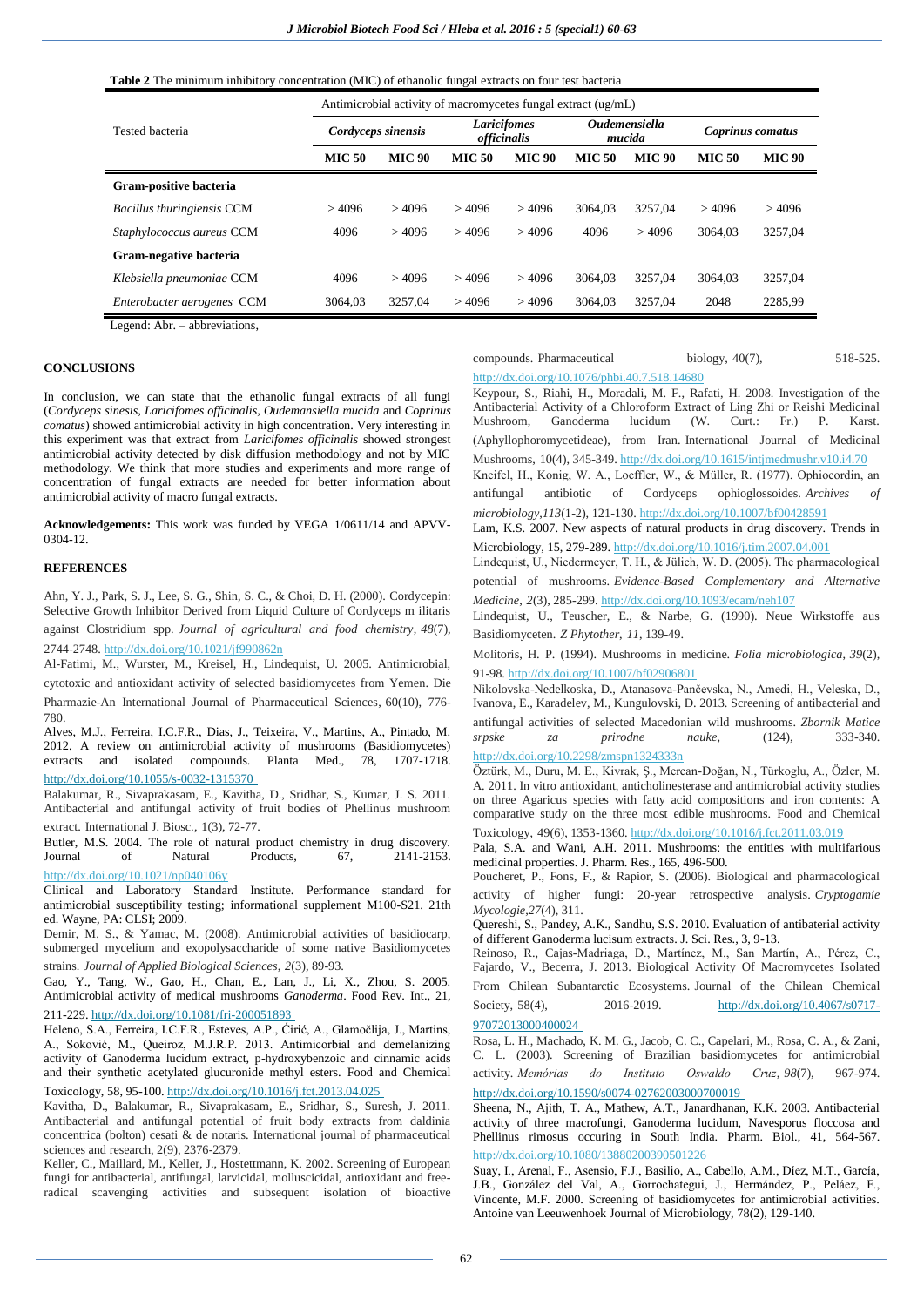**Table 2** The minimum inhibitory concentration (MIC) of ethanolic fungal extracts on four test bacteria

| Tested bacteria | Antimicrobial activity of macromycetes fungal extract (ug/mL) | | | | | | | |
|---|---|---|---|---|---|---|---|---|
| | *Cordyceps sinensis* | | *Laricifomes officinalis* | | *Oudemensiella mucida* | | *Coprinus comatus* | |
| | **MIC 50** | **MIC 90** | **MIC 50** | **MIC 90** | **MIC 50** | **MIC 90** | **MIC 50** | **MIC 90** |
| **Gram-positive bacteria** | | | | | | | | |
| *Bacillus thuringiensis* CCM | > 4096 | > 4096 | > 4096 | > 4096 | 3064,03 | 3257,04 | > 4096 | > 4096 |
| *Staphylococcus aureus* CCM | 4096 | > 4096 | > 4096 | > 4096 | 4096 | > 4096 | 3064,03 | 3257,04 |
| **Gram-negative bacteria** | | | | | | | | |
| *Klebsiella pneumoniae* CCM | 4096 | > 4096 | > 4096 | > 4096 | 3064,03 | 3257,04 | 3064,03 | 3257,04 |
| *Enterobacter aerogenes* CCM | 3064,03 | 3257,04 | > 4096 | > 4096 | 3064,03 | 3257,04 | 2048 | 2285,99 |

Legend: Abr. – abbreviations,

## CONCLUSIONS

In conclusion, we can state that the ethanolic fungal extracts of all fungi (*Cordyceps sinesis*, *Laricifomes officinalis*, *Oudemansiella mucida* and *Coprinus comatus*) showed antimicrobial activity in high concentration. Very interesting in this experiment was that extract from *Laricifomes officinalis* showed strongest antimicrobial activity detected by disk diffusion methodology and not by MIC methodology. We think that more studies and experiments and more range of concentration of fungal extracts are needed for better information about antimicrobial activity of macro fungal extracts.

**Acknowledgements:** This work was funded by VEGA 1/0611/14 and APVV-0304-12.

## REFERENCES

Ahn, Y. J., Park, S. J., Lee, S. G., Shin, S. C., & Choi, D. H. (2000). Cordycepin: Selective Growth Inhibitor Derived from Liquid Culture of Cordyceps m ilitaris against Clostridium spp. *Journal of agricultural and food chemistry*, *48*(7), 2744-2748. http://dx.doi.org/10.1021/jf990862n

Al-Fatimi, M., Wurster, M., Kreisel, H., Lindequist, U. 2005. Antimicrobial, cytotoxic and antioxidant activity of selected basidiomycetes from Yemen. Die Pharmazie-An International Journal of Pharmaceutical Sciences, 60(10), 776-780.

Alves, M.J., Ferreira, I.C.F.R., Dias, J., Teixeira, V., Martins, A., Pintado, M. 2012. A review on antimicrobial activity of mushrooms (Basidiomycetes) extracts and isolated compounds. Planta Med., 78, 1707-1718. http://dx.doi.org/10.1055/s-0032-1315370

Balakumar, R., Sivaprakasam, E., Kavitha, D., Sridhar, S., Kumar, J. S. 2011. Antibacterial and antifungal activity of fruit bodies of Phellinus mushroom extract. International J. Biosc., 1(3), 72-77.

Butler, M.S. 2004. The role of natural product chemistry in drug discovery. Journal of Natural Products, 67, 2141-2153. http://dx.doi.org/10.1021/np040106y

Clinical and Laboratory Standard Institute. Performance standard for antimicrobial susceptibility testing; informational supplement M100-S21. 21th ed. Wayne, PA: CLSI; 2009.

Demir, M. S., & Yamac, M. (2008). Antimicrobial activities of basidiocarp, submerged mycelium and exopolysaccharide of some native Basidiomycetes strains. *Journal of Applied Biological Sciences*, *2*(3), 89-93.

Gao, Y., Tang, W., Gao, H., Chan, E., Lan, J., Li, X., Zhou, S. 2005. Antimicrobial activity of medical mushrooms *Ganoderma*. Food Rev. Int., 21, 211-229. http://dx.doi.org/10.1081/fri-200051893

Heleno, S.A., Ferreira, I.C.F.R., Esteves, A.P., Ćirić, A., Glamočlija, J., Martins, A., Soković, M., Queiroz, M.J.R.P. 2013. Antimicorbial and demelanizing activity of Ganoderma lucidum extract, p-hydroxybenzoic and cinnamic acids and their synthetic acetylated glucuronide methyl esters. Food and Chemical Toxicology, 58, 95-100. http://dx.doi.org/10.1016/j.fct.2013.04.025

Kavitha, D., Balakumar, R., Sivaprakasam, E., Sridhar, S., Suresh, J. 2011. Antibacterial and antifungal potential of fruit body extracts from daldinia concentrica (bolton) cesati & de notaris. International journal of pharmaceutical sciences and research, 2(9), 2376-2379.

Keller, C., Maillard, M., Keller, J., Hostettmann, K. 2002. Screening of European fungi for antibacterial, antifungal, larvicidal, molluscicidal, antioxidant and free-radical scavenging activities and subsequent isolation of bioactive compounds. Pharmaceutical biology, 40(7), 518-525. http://dx.doi.org/10.1076/phbi.40.7.518.14680

Keypour, S., Riahi, H., Moradali, M. F., Rafati, H. 2008. Investigation of the Antibacterial Activity of a Chloroform Extract of Ling Zhi or Reishi Medicinal Mushroom, Ganoderma lucidum (W. Curt.: Fr.) P. Karst. (Aphyllophoromycetideae), from Iran. International Journal of Medicinal Mushrooms, 10(4), 345-349. http://dx.doi.org/10.1615/intjmedmushr.v10.i4.70

Kneifel, H., Konig, W. A., Loeffler, W., & Müller, R. (1977). Ophiocordin, an antifungal antibiotic of Cordyceps ophioglossoides. *Archives of microbiology*,*113*(1-2), 121-130. http://dx.doi.org/10.1007/bf00428591

Lam, K.S. 2007. New aspects of natural products in drug discovery. Trends in Microbiology, 15, 279-289. http://dx.doi.org/10.1016/j.tim.2007.04.001

Lindequist, U., Niedermeyer, T. H., & Jülich, W. D. (2005). The pharmacological potential of mushrooms. *Evidence-Based Complementary and Alternative Medicine*, *2*(3), 285-299. http://dx.doi.org/10.1093/ecam/neh107

Lindequist, U., Teuscher, E., & Narbe, G. (1990). Neue Wirkstoffe aus Basidiomyceten. *Z Phytother, 11*, 139-49.

Molitoris, H. P. (1994). Mushrooms in medicine. *Folia microbiologica*, *39*(2), 91-98. http://dx.doi.org/10.1007/bf02906801

Nikolovska-Nedelkoska, D., Atanasova-Pančevska, N., Amedi, H., Veleska, D., Ivanova, E., Karadelev, M., Kungulovski, D. 2013. Screening of antibacterial and antifungal activities of selected Macedonian wild mushrooms. *Zbornik Matice srpske za prirodne nauke*, (124), 333-340. http://dx.doi.org/10.2298/zmspn1324333n

Öztürk, M., Duru, M. E., Kivrak, Ş., Mercan-Doğan, N., Türkoglu, A., Özler, M. A. 2011. In vitro antioxidant, anticholinesterase and antimicrobial activity studies on three Agaricus species with fatty acid compositions and iron contents: A comparative study on the three most edible mushrooms. Food and Chemical Toxicology, 49(6), 1353-1360. http://dx.doi.org/10.1016/j.fct.2011.03.019

Pala, S.A. and Wani, A.H. 2011. Mushrooms: the entities with multifarious medicinal properties. J. Pharm. Res., 165, 496-500.

Poucheret, P., Fons, F., & Rapior, S. (2006). Biological and pharmacological activity of higher fungi: 20-year retrospective analysis. *Cryptogamie Mycologie*,*27*(4), 311.

Quereshi, S., Pandey, A.K., Sandhu, S.S. 2010. Evaluation of antibaterial activity of different Ganoderma lucisum extracts. J. Sci. Res., 3, 9-13.

Reinoso, R., Cajas-Madriaga, D., Martínez, M., San Martín, A., Pérez, C., Fajardo, V., Becerra, J. 2013. Biological Activity Of Macromycetes Isolated From Chilean Subantarctic Ecosystems. Journal of the Chilean Chemical Society, 58(4), 2016-2019. http://dx.doi.org/10.4067/s0717-97072013000400024

Rosa, L. H., Machado, K. M. G., Jacob, C. C., Capelari, M., Rosa, C. A., & Zani, C. L. (2003). Screening of Brazilian basidiomycetes for antimicrobial activity. *Memórias do Instituto Oswaldo Cruz*, *98*(7), 967-974. http://dx.doi.org/10.1590/s0074-02762003000700019

Sheena, N., Ajith, T. A., Mathew, A.T., Janardhanan, K.K. 2003. Antibacterial activity of three macrofungi, Ganoderma lucidum, Navesporus floccosa and Phellinus rimosus occuring in South India. Pharm. Biol., 41, 564-567. http://dx.doi.org/10.1080/13880200390501226

Suay, I., Arenal, F., Asensio, F.J., Basilio, A., Cabello, A.M., Díez, M.T., García, J.B., González del Val, A., Gorrochategui, J., Hermández, P., Peláez, F., Vincente, M.F. 2000. Screening of basidiomycetes for antimicrobial activities. Antoine van Leeuwenhoek Journal of Microbiology, 78(2), 129-140.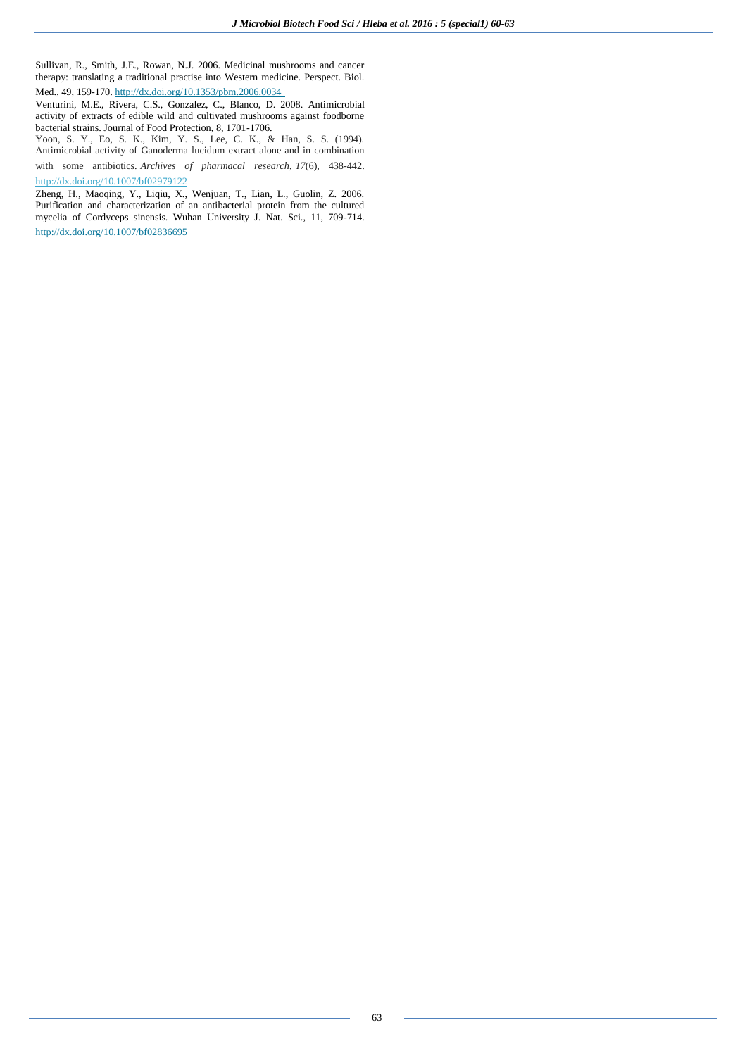Sullivan, R., Smith, J.E., Rowan, N.J. 2006. Medicinal mushrooms and cancer therapy: translating a traditional practise into Western medicine. Perspect. Biol. Med., 49, 159-170. http://dx.doi.org/10.1353/pbm.2006.0034

Venturini, M.E., Rivera, C.S., Gonzalez, C., Blanco, D. 2008. Antimicrobial activity of extracts of edible wild and cultivated mushrooms against foodborne bacterial strains. Journal of Food Protection, 8, 1701-1706.

Yoon, S. Y., Eo, S. K., Kim, Y. S., Lee, C. K., & Han, S. S. (1994). Antimicrobial activity of Ganoderma lucidum extract alone and in combination with some antibiotics. *Archives of pharmacal research*, *17*(6), 438-442. http://dx.doi.org/10.1007/bf02979122

Zheng, H., Maoqing, Y., Liqiu, X., Wenjuan, T., Lian, L., Guolin, Z. 2006. Purification and characterization of an antibacterial protein from the cultured mycelia of Cordyceps sinensis. Wuhan University J. Nat. Sci., 11, 709-714. http://dx.doi.org/10.1007/bf02836695